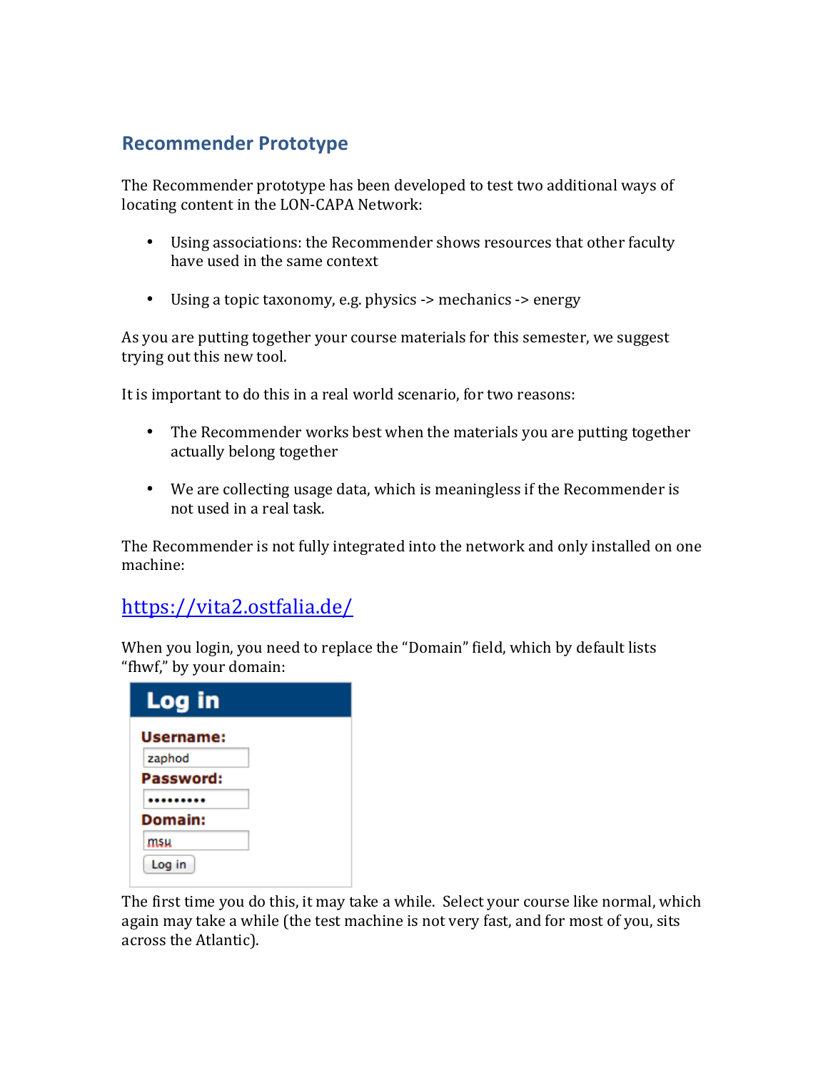## Recommender Prototype

The Recommender prototype has been developed to test two additional ways of locating content in the LON-CAPA Network:

- Using associations: the Recommender shows resources that other faculty have used in the same context
- Using a topic taxonomy, e.g. physics -> mechanics -> energy

As you are putting together your course materials for this semester, we suggest trying out this new tool.

It is important to do this in a real world scenario, for two reasons:

- The Recommender works best when the materials you are putting together actually belong together
- We are collecting usage data, which is meaningless if the Recommender is not used in a real task.

The Recommender is not fully integrated into the network and only installed on one machine:

### https://vita2.ostfalia.de/

When you login, you need to replace the "Domain" field, which by default lists "fhwf," by your domain:

**Log in**

**Username:** zaphod

**Password:** •••••••••

**Domain:** msu

Log in

The first time you do this, it may take a while. Select your course like normal, which again may take a while (the test machine is not very fast, and for most of you, sits across the Atlantic).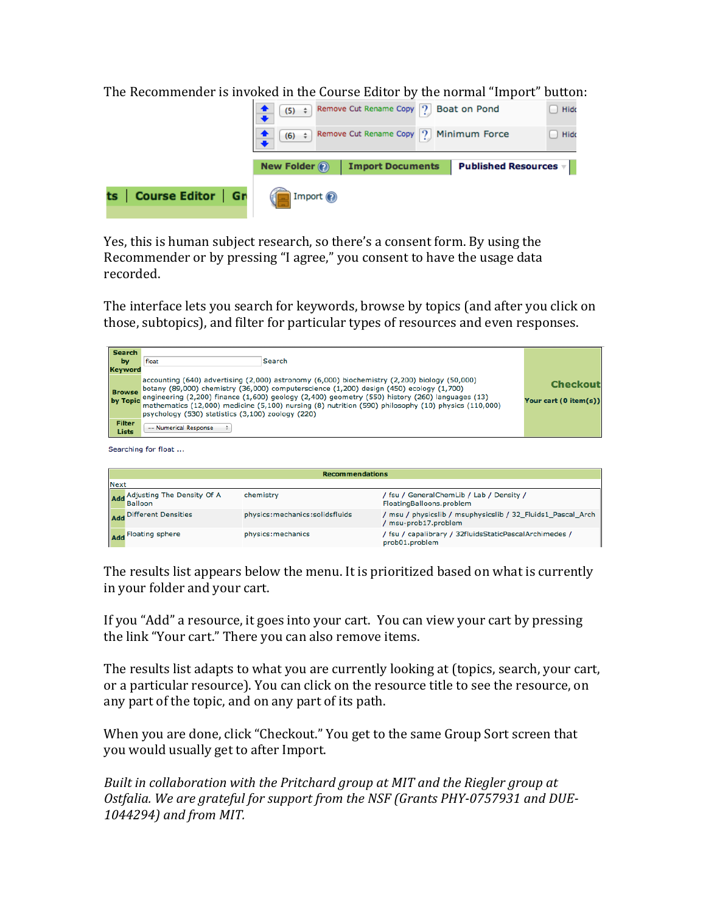The Recommender is invoked in the Course Editor by the normal "Import" button:

Yes, this is human subject research, so there's a consent form. By using the Recommender or by pressing "I agree," you consent to have the usage data recorded.

The interface lets you search for keywords, browse by topics (and after you click on those, subtopics), and filter for particular types of resources and even responses.

The results list appears below the menu. It is prioritized based on what is currently in your folder and your cart.

If you "Add" a resource, it goes into your cart. You can view your cart by pressing the link "Your cart." There you can also remove items.

The results list adapts to what you are currently looking at (topics, search, your cart, or a particular resource). You can click on the resource title to see the resource, on any part of the topic, and on any part of its path.

When you are done, click "Checkout." You get to the same Group Sort screen that you would usually get to after Import.

*Built in collaboration with the Pritchard group at MIT and the Riegler group at Ostfalia. We are grateful for support from the NSF (Grants PHY-0757931 and DUE-1044294) and from MIT.*